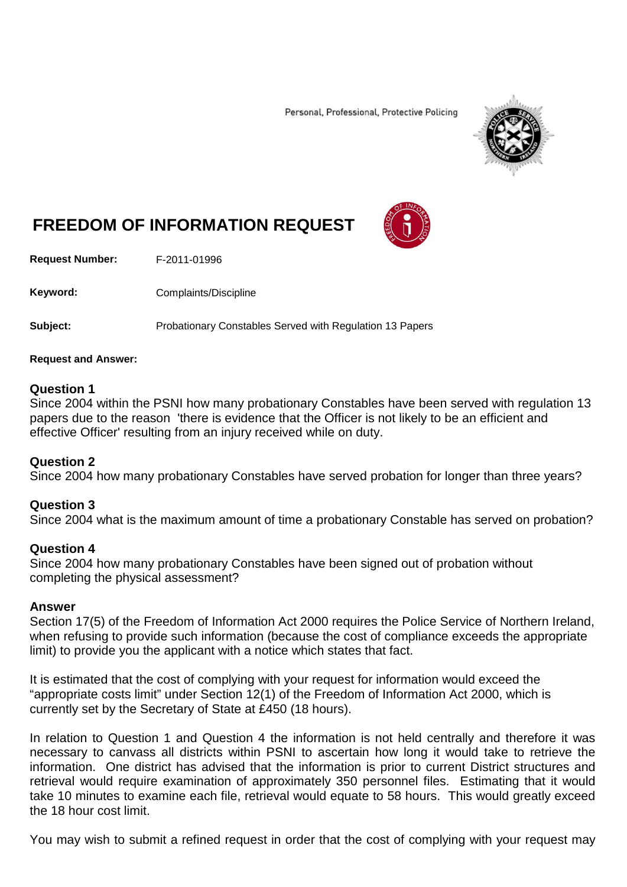Personal, Professional, Protective Policing

# FREEDOM OF INFORMATION REQUEST

**Request Number:** F-2011-01996

**Keyword:** Complaints/Discipline

**Subject:** Probationary Constables Served with Regulation 13 Papers

**Request and Answer:**

**Question 1**
Since 2004 within the PSNI how many probationary Constables have been served with regulation 13 papers due to the reason 'there is evidence that the Officer is not likely to be an efficient and effective Officer' resulting from an injury received while on duty.

**Question 2**
Since 2004 how many probationary Constables have served probation for longer than three years?

**Question 3**
Since 2004 what is the maximum amount of time a probationary Constable has served on probation?

**Question 4**
Since 2004 how many probationary Constables have been signed out of probation without completing the physical assessment?

**Answer**
Section 17(5) of the Freedom of Information Act 2000 requires the Police Service of Northern Ireland, when refusing to provide such information (because the cost of compliance exceeds the appropriate limit) to provide you the applicant with a notice which states that fact.

It is estimated that the cost of complying with your request for information would exceed the "appropriate costs limit" under Section 12(1) of the Freedom of Information Act 2000, which is currently set by the Secretary of State at £450 (18 hours).

In relation to Question 1 and Question 4 the information is not held centrally and therefore it was necessary to canvass all districts within PSNI to ascertain how long it would take to retrieve the information. One district has advised that the information is prior to current District structures and retrieval would require examination of approximately 350 personnel files. Estimating that it would take 10 minutes to examine each file, retrieval would equate to 58 hours. This would greatly exceed the 18 hour cost limit.

You may wish to submit a refined request in order that the cost of complying with your request may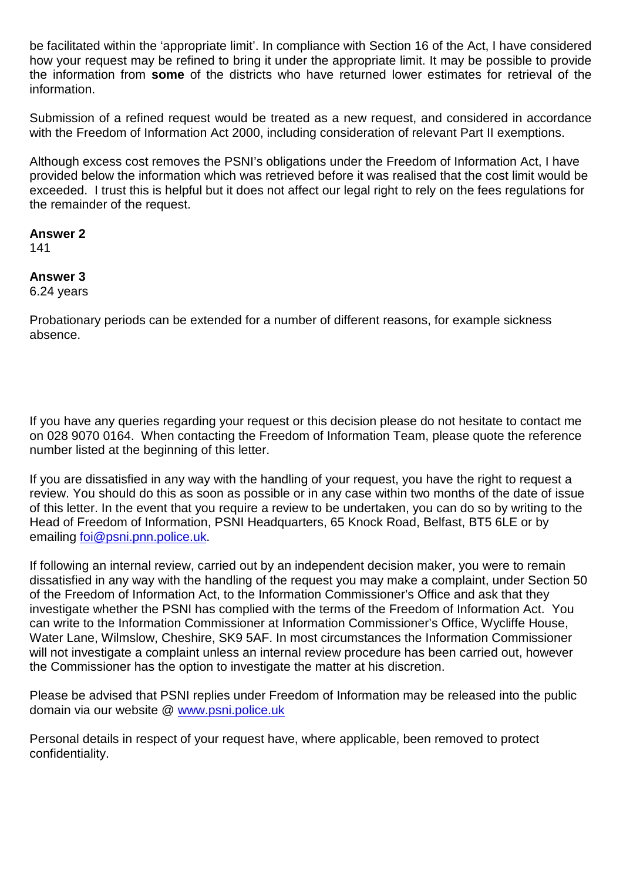be facilitated within the 'appropriate limit'. In compliance with Section 16 of the Act, I have considered how your request may be refined to bring it under the appropriate limit. It may be possible to provide the information from **some** of the districts who have returned lower estimates for retrieval of the information.

Submission of a refined request would be treated as a new request, and considered in accordance with the Freedom of Information Act 2000, including consideration of relevant Part II exemptions.

Although excess cost removes the PSNI's obligations under the Freedom of Information Act, I have provided below the information which was retrieved before it was realised that the cost limit would be exceeded. I trust this is helpful but it does not affect our legal right to rely on the fees regulations for the remainder of the request.

**Answer 2**
141

**Answer 3**
6.24 years

Probationary periods can be extended for a number of different reasons, for example sickness absence.

If you have any queries regarding your request or this decision please do not hesitate to contact me on 028 9070 0164. When contacting the Freedom of Information Team, please quote the reference number listed at the beginning of this letter.

If you are dissatisfied in any way with the handling of your request, you have the right to request a review. You should do this as soon as possible or in any case within two months of the date of issue of this letter. In the event that you require a review to be undertaken, you can do so by writing to the Head of Freedom of Information, PSNI Headquarters, 65 Knock Road, Belfast, BT5 6LE or by emailing [foi@psni.pnn.police.uk](mailto:foi@psni.pnn.police.uk).

If following an internal review, carried out by an independent decision maker, you were to remain dissatisfied in any way with the handling of the request you may make a complaint, under Section 50 of the Freedom of Information Act, to the Information Commissioner's Office and ask that they investigate whether the PSNI has complied with the terms of the Freedom of Information Act. You can write to the Information Commissioner at Information Commissioner's Office, Wycliffe House, Water Lane, Wilmslow, Cheshire, SK9 5AF. In most circumstances the Information Commissioner will not investigate a complaint unless an internal review procedure has been carried out, however the Commissioner has the option to investigate the matter at his discretion.

Please be advised that PSNI replies under Freedom of Information may be released into the public domain via our website @ [www.psni.police.uk](http://www.psni.police.uk)

Personal details in respect of your request have, where applicable, been removed to protect confidentiality.